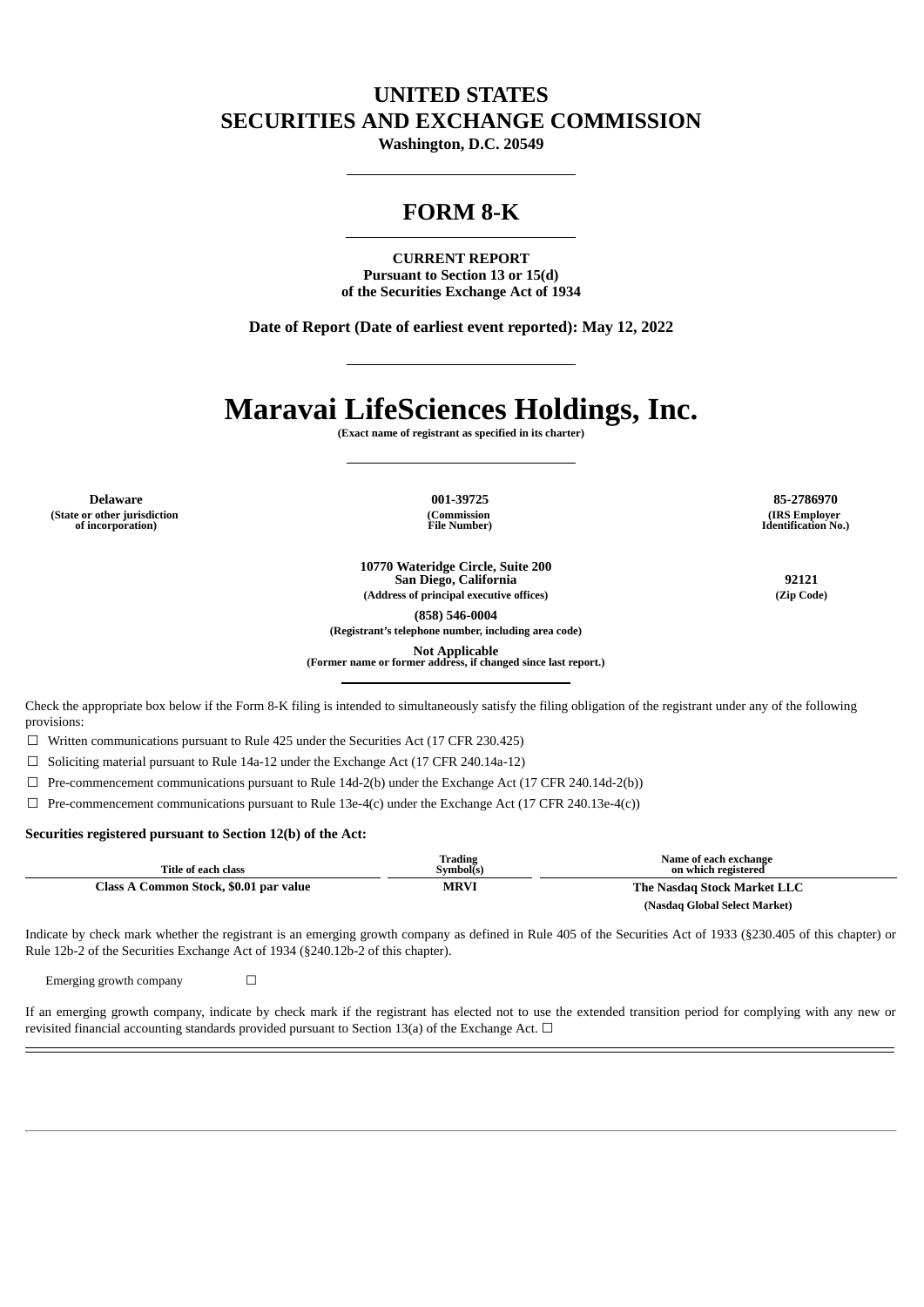# UNITED STATES
# SECURITIES AND EXCHANGE COMMISSION

**Washington, D.C. 20549**

## FORM 8-K

**CURRENT REPORT**
**Pursuant to Section 13 or 15(d)**
**of the Securities Exchange Act of 1934**

**Date of Report (Date of earliest event reported): May 12, 2022**

# Maravai LifeSciences Holdings, Inc.

**(Exact name of registrant as specified in its charter)**

| Delaware | 001-39725 | 85-2786970 |
|---|---|---|
| (State or other jurisdiction of incorporation) | (Commission File Number) | (IRS Employer Identification No.) |

| 10770 Wateridge Circle, Suite 200 San Diego, California | 92121 |
|---|---|
| (Address of principal executive offices) | (Zip Code) |

**(858) 546-0004**
**(Registrant's telephone number, including area code)**

**Not Applicable**
**(Former name or former address, if changed since last report.)**

Check the appropriate box below if the Form 8-K filing is intended to simultaneously satisfy the filing obligation of the registrant under any of the following provisions:

☐ Written communications pursuant to Rule 425 under the Securities Act (17 CFR 230.425)

☐ Soliciting material pursuant to Rule 14a-12 under the Exchange Act (17 CFR 240.14a-12)

☐ Pre-commencement communications pursuant to Rule 14d-2(b) under the Exchange Act (17 CFR 240.14d-2(b))

☐ Pre-commencement communications pursuant to Rule 13e-4(c) under the Exchange Act (17 CFR 240.13e-4(c))

**Securities registered pursuant to Section 12(b) of the Act:**

| Title of each class | Trading Symbol(s) | Name of each exchange on which registered |
|---|---|---|
| Class A Common Stock, $0.01 par value | MRVI | The Nasdaq Stock Market LLC (Nasdaq Global Select Market) |

Indicate by check mark whether the registrant is an emerging growth company as defined in Rule 405 of the Securities Act of 1933 (§230.405 of this chapter) or Rule 12b-2 of the Securities Exchange Act of 1934 (§240.12b-2 of this chapter).

Emerging growth company ☐

If an emerging growth company, indicate by check mark if the registrant has elected not to use the extended transition period for complying with any new or revisited financial accounting standards provided pursuant to Section 13(a) of the Exchange Act. ☐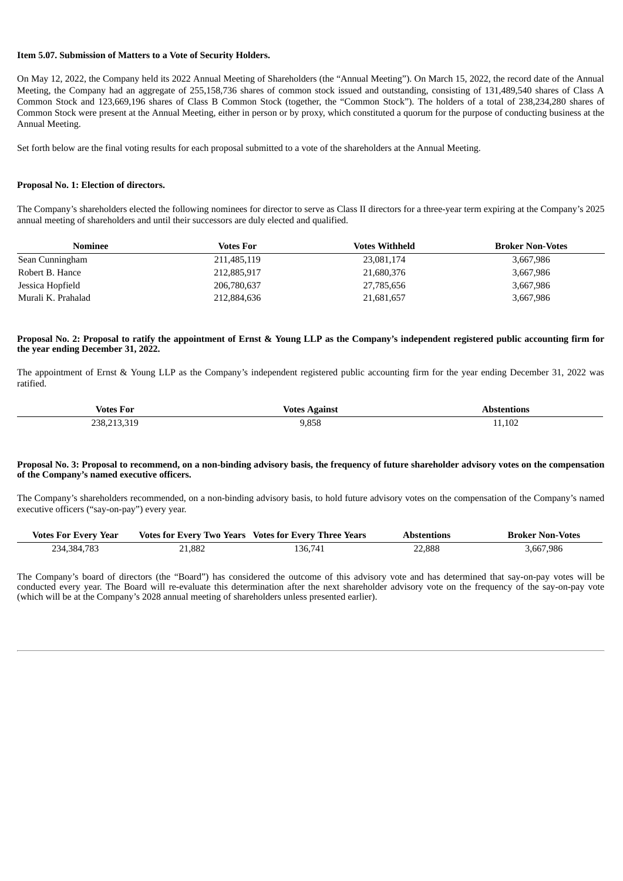**Item 5.07. Submission of Matters to a Vote of Security Holders.**

On May 12, 2022, the Company held its 2022 Annual Meeting of Shareholders (the "Annual Meeting"). On March 15, 2022, the record date of the Annual Meeting, the Company had an aggregate of 255,158,736 shares of common stock issued and outstanding, consisting of 131,489,540 shares of Class A Common Stock and 123,669,196 shares of Class B Common Stock (together, the "Common Stock"). The holders of a total of 238,234,280 shares of Common Stock were present at the Annual Meeting, either in person or by proxy, which constituted a quorum for the purpose of conducting business at the Annual Meeting.

Set forth below are the final voting results for each proposal submitted to a vote of the shareholders at the Annual Meeting.

**Proposal No. 1: Election of directors.**

The Company's shareholders elected the following nominees for director to serve as Class II directors for a three-year term expiring at the Company's 2025 annual meeting of shareholders and until their successors are duly elected and qualified.

| Nominee | Votes For | Votes Withheld | Broker Non-Votes |
|---|---|---|---|
| Sean Cunningham | 211,485,119 | 23,081,174 | 3,667,986 |
| Robert B. Hance | 212,885,917 | 21,680,376 | 3,667,986 |
| Jessica Hopfield | 206,780,637 | 27,785,656 | 3,667,986 |
| Murali K. Prahalad | 212,884,636 | 21,681,657 | 3,667,986 |

**Proposal No. 2: Proposal to ratify the appointment of Ernst & Young LLP as the Company's independent registered public accounting firm for the year ending December 31, 2022.**

The appointment of Ernst & Young LLP as the Company's independent registered public accounting firm for the year ending December 31, 2022 was ratified.

| Votes For | Votes Against | Abstentions |
|---|---|---|
| 238,213,319 | 9,858 | 11,102 |

**Proposal No. 3: Proposal to recommend, on a non-binding advisory basis, the frequency of future shareholder advisory votes on the compensation of the Company's named executive officers.**

The Company's shareholders recommended, on a non-binding advisory basis, to hold future advisory votes on the compensation of the Company's named executive officers ("say-on-pay") every year.

| Votes For Every Year | Votes for Every Two Years | Votes for Every Three Years | Abstentions | Broker Non-Votes |
|---|---|---|---|---|
| 234,384,783 | 21,882 | 136,741 | 22,888 | 3,667,986 |

The Company's board of directors (the "Board") has considered the outcome of this advisory vote and has determined that say-on-pay votes will be conducted every year. The Board will re-evaluate this determination after the next shareholder advisory vote on the frequency of the say-on-pay vote (which will be at the Company's 2028 annual meeting of shareholders unless presented earlier).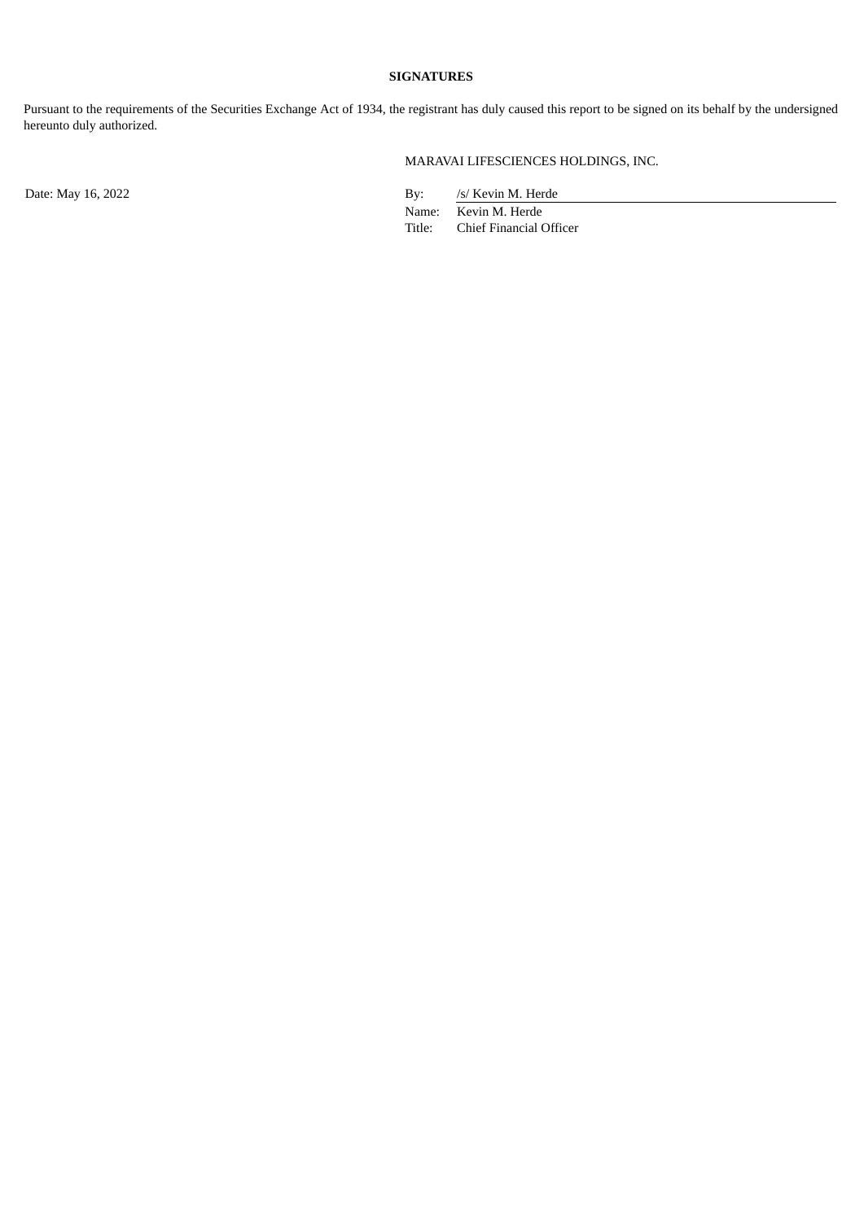**SIGNATURES**

Pursuant to the requirements of the Securities Exchange Act of 1934, the registrant has duly caused this report to be signed on its behalf by the undersigned hereunto duly authorized.

MARAVAI LIFESCIENCES HOLDINGS, INC.

| | | |
|---|---|---|
| Date: May 16, 2022 | By: | /s/ Kevin M. Herde |
| | Name: | Kevin M. Herde |
| | Title: | Chief Financial Officer |